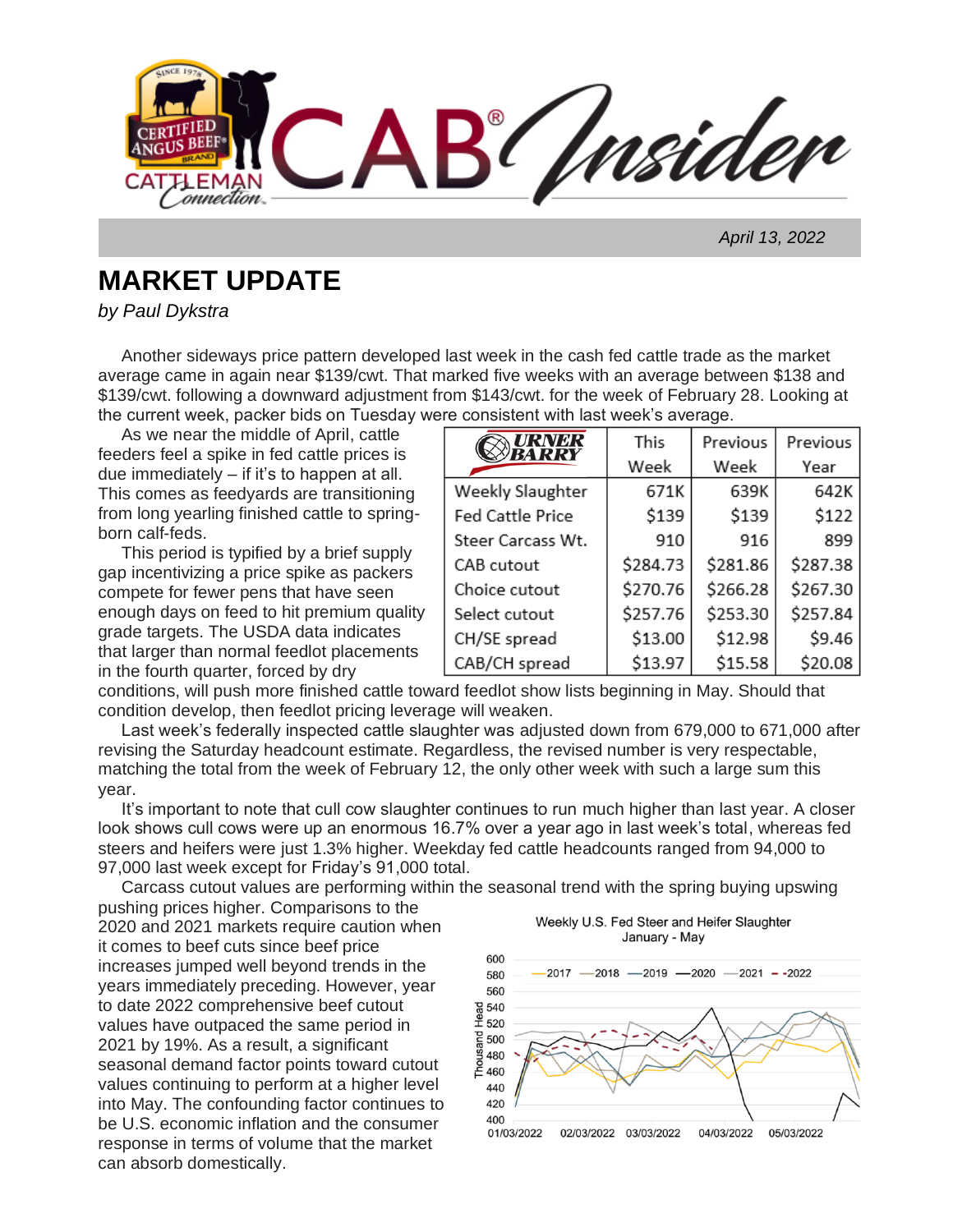# CAB Insider

*April 13, 2022*

## MARKET UPDATE

*by Paul Dykstra*

Another sideways price pattern developed last week in the cash fed cattle trade as the market average came in again near $139/cwt. That marked five weeks with an average between $138 and $139/cwt. following a downward adjustment from $143/cwt. for the week of February 28. Looking at the current week, packer bids on Tuesday were consistent with last week's average.

As we near the middle of April, cattle feeders feel a spike in fed cattle prices is due immediately – if it's to happen at all. This comes as feedyards are transitioning from long yearling finished cattle to spring-born calf-feds.

This period is typified by a brief supply gap incentivizing a price spike as packers compete for fewer pens that have seen enough days on feed to hit premium quality grade targets. The USDA data indicates that larger than normal feedlot placements in the fourth quarter, forced by dry conditions, will push more finished cattle toward feedlot show lists beginning in May. Should that condition develop, then feedlot pricing leverage will weaken.

| URNER BARRY | This Week | Previous Week | Previous Year |
|---|---|---|---|
| Weekly Slaughter | 671K | 639K | 642K |
| Fed Cattle Price | $139 | $139 | $122 |
| Steer Carcass Wt. | 910 | 916 | 899 |
| CAB cutout | $284.73 | $281.86 | $287.38 |
| Choice cutout | $270.76 | $266.28 | $267.30 |
| Select cutout | $257.76 | $253.30 | $257.84 |
| CH/SE spread | $13.00 | $12.98 | $9.46 |
| CAB/CH spread | $13.97 | $15.58 | $20.08 |

Last week's federally inspected cattle slaughter was adjusted down from 679,000 to 671,000 after revising the Saturday headcount estimate. Regardless, the revised number is very respectable, matching the total from the week of February 12, the only other week with such a large sum this year.

It's important to note that cull cow slaughter continues to run much higher than last year. A closer look shows cull cows were up an enormous 16.7% over a year ago in last week's total, whereas fed steers and heifers were just 1.3% higher. Weekday fed cattle headcounts ranged from 94,000 to 97,000 last week except for Friday's 91,000 total.

Carcass cutout values are performing within the seasonal trend with the spring buying upswing pushing prices higher. Comparisons to the 2020 and 2021 markets require caution when it comes to beef cuts since beef price increases jumped well beyond trends in the years immediately preceding. However, year to date 2022 comprehensive beef cutout values have outpaced the same period in 2021 by 19%. As a result, a significant seasonal demand factor points toward cutout values continuing to perform at a higher level into May. The confounding factor continues to be U.S. economic inflation and the consumer response in terms of volume that the market can absorb domestically.

Weekly U.S. Fed Steer and Heifer Slaughter
January - May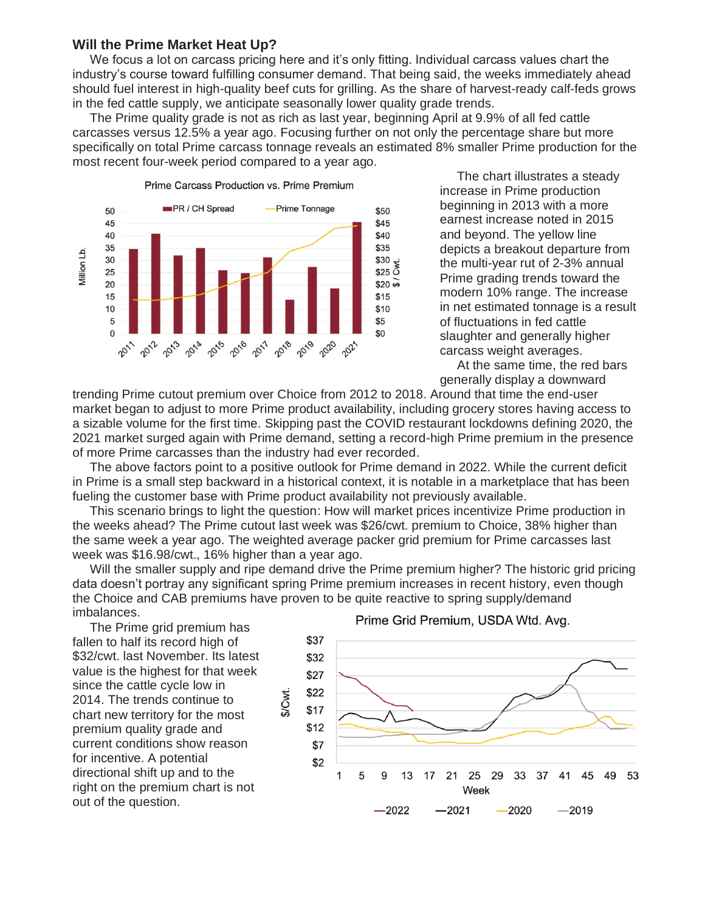## Will the Prime Market Heat Up?

We focus a lot on carcass pricing here and it's only fitting. Individual carcass values chart the industry's course toward fulfilling consumer demand. That being said, the weeks immediately ahead should fuel interest in high-quality beef cuts for grilling. As the share of harvest-ready calf-feds grows in the fed cattle supply, we anticipate seasonally lower quality grade trends.

The Prime quality grade is not as rich as last year, beginning April at 9.9% of all fed cattle carcasses versus 12.5% a year ago. Focusing further on not only the percentage share but more specifically on total Prime carcass tonnage reveals an estimated 8% smaller Prime production for the most recent four-week period compared to a year ago.

The chart illustrates a steady increase in Prime production beginning in 2013 with a more earnest increase noted in 2015 and beyond. The yellow line depicts a breakout departure from the multi-year rut of 2-3% annual Prime grading trends toward the modern 10% range. The increase in net estimated tonnage is a result of fluctuations in fed cattle slaughter and generally higher carcass weight averages.

At the same time, the red bars generally display a downward trending Prime cutout premium over Choice from 2012 to 2018. Around that time the end-user market began to adjust to more Prime product availability, including grocery stores having access to a sizable volume for the first time. Skipping past the COVID restaurant lockdowns defining 2020, the 2021 market surged again with Prime demand, setting a record-high Prime premium in the presence of more Prime carcasses than the industry had ever recorded.

The above factors point to a positive outlook for Prime demand in 2022. While the current deficit in Prime is a small step backward in a historical context, it is notable in a marketplace that has been fueling the customer base with Prime product availability not previously available.

This scenario brings to light the question: How will market prices incentivize Prime production in the weeks ahead? The Prime cutout last week was $26/cwt. premium to Choice, 38% higher than the same week a year ago. The weighted average packer grid premium for Prime carcasses last week was $16.98/cwt., 16% higher than a year ago.

Will the smaller supply and ripe demand drive the Prime premium higher? The historic grid pricing data doesn't portray any significant spring Prime premium increases in recent history, even though the Choice and CAB premiums have proven to be quite reactive to spring supply/demand imbalances.

The Prime grid premium has fallen to half its record high of $32/cwt. last November. Its latest value is the highest for that week since the cattle cycle low in 2014. The trends continue to chart new territory for the most premium quality grade and current conditions show reason for incentive. A potential directional shift up and to the right on the premium chart is not out of the question.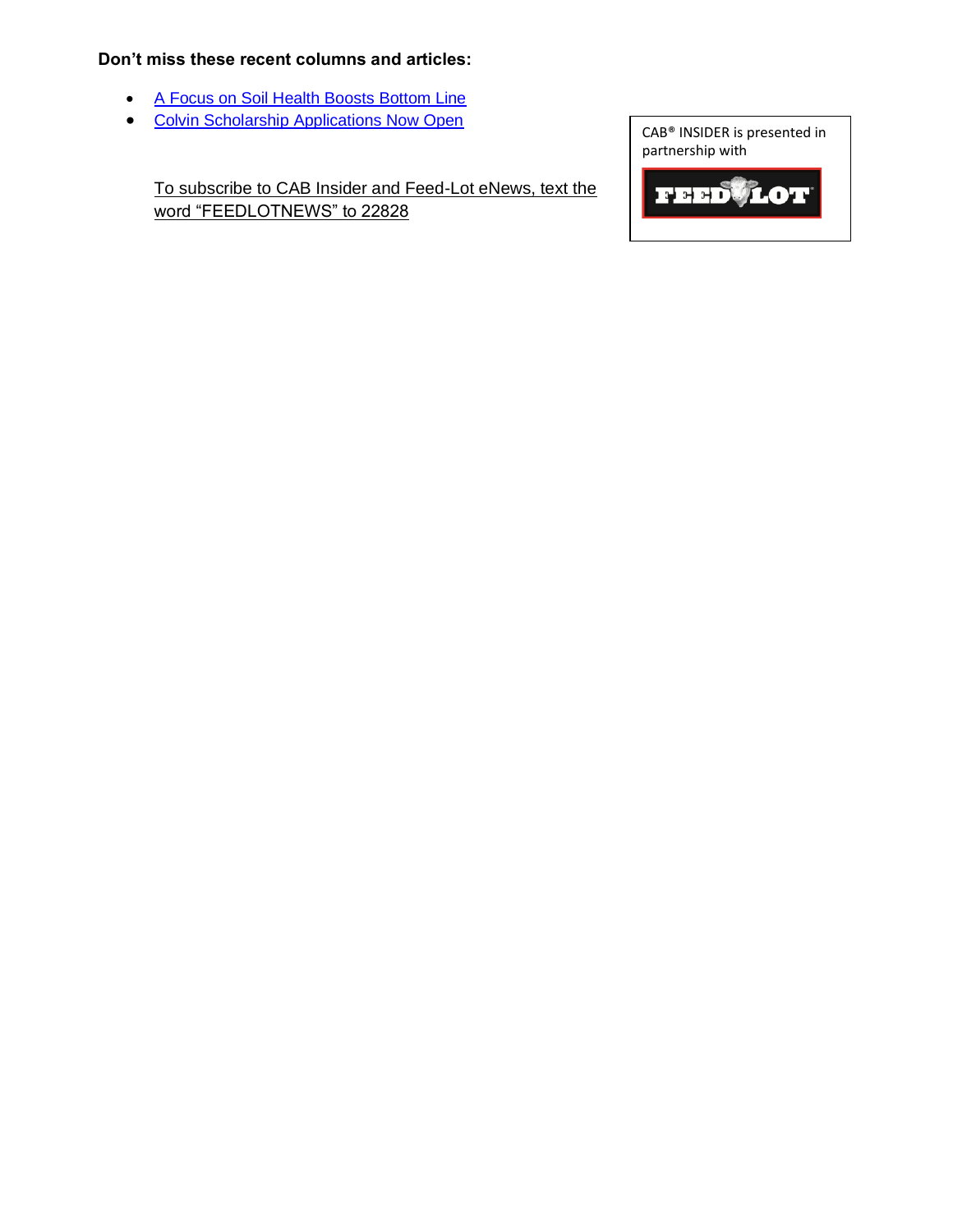**Don't miss these recent columns and articles:**

- A Focus on Soil Health Boosts Bottom Line
- Colvin Scholarship Applications Now Open

To subscribe to CAB Insider and Feed-Lot eNews, text the word "FEEDLOTNEWS" to 22828

CAB® INSIDER is presented in partnership with

FEED LOT